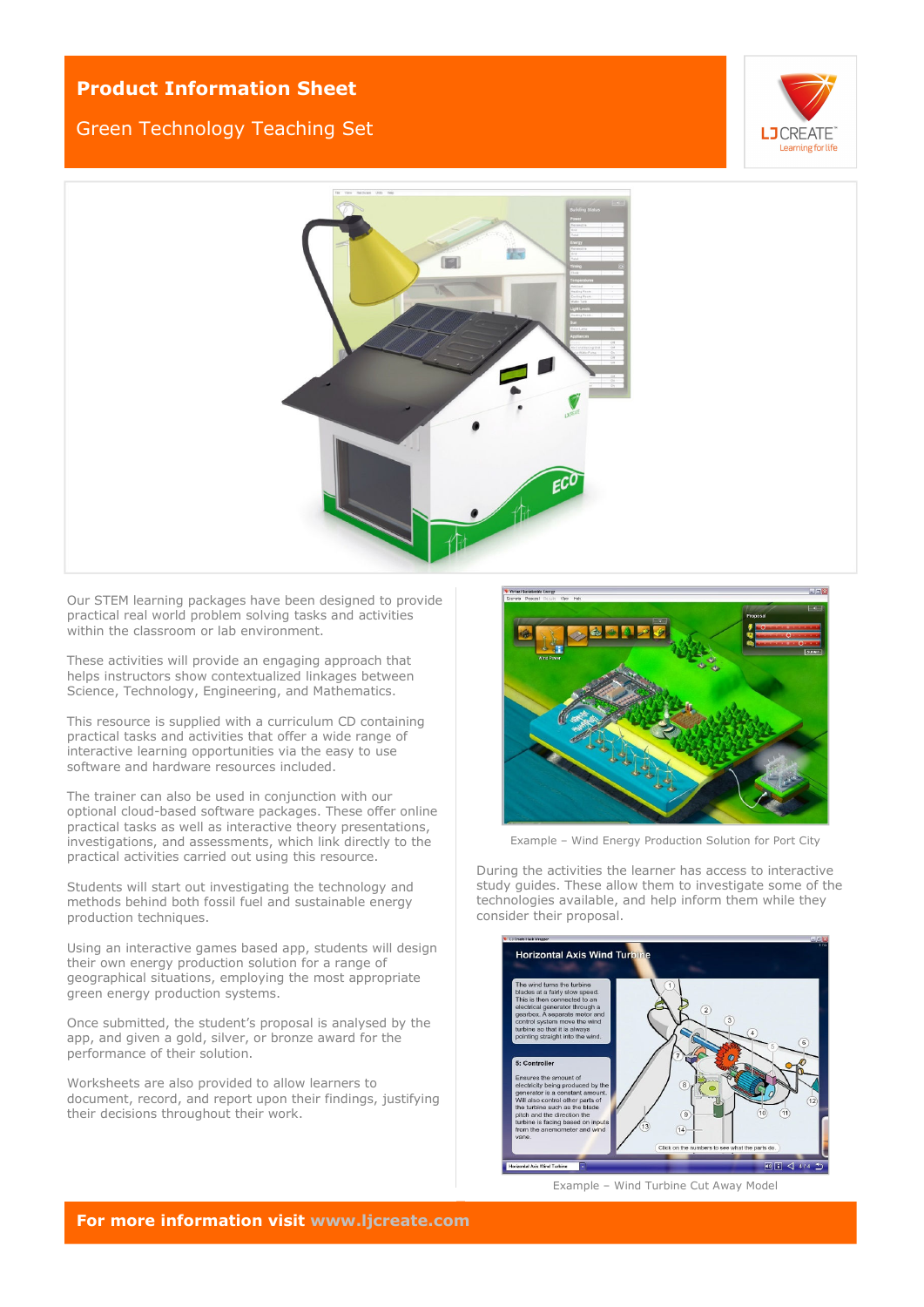# Product Information Sheet

## Green Technology Teaching Set

Our STEM learning packages have been designed to provide practical real world problem solving tasks and activities within the classroom or lab environment.

These activities will provide an engaging approach that helps instructors show contextualized linkages between Science, Technology, Engineering, and Mathematics.

This resource is supplied with a curriculum CD containing practical tasks and activities that offer a wide range of interactive learning opportunities via the easy to use software and hardware resources included.

The trainer can also be used in conjunction with our optional cloud-based software packages. These offer online practical tasks as well as interactive theory presentations, investigations, and assessments, which link directly to the practical activities carried out using this resource.

Students will start out investigating the technology and methods behind both fossil fuel and sustainable energy production techniques.

Using an interactive games based app, students will design their own energy production solution for a range of geographical situations, employing the most appropriate green energy production systems.

Once submitted, the student's proposal is analysed by the app, and given a gold, silver, or bronze award for the performance of their solution.

Worksheets are also provided to allow learners to document, record, and report upon their findings, justifying their decisions throughout their work.

Example – Wind Energy Production Solution for Port City

During the activities the learner has access to interactive study guides. These allow them to investigate some of the technologies available, and help inform them while they consider their proposal.

Example – Wind Turbine Cut Away Model

**For more information visit www.ljcreate.com**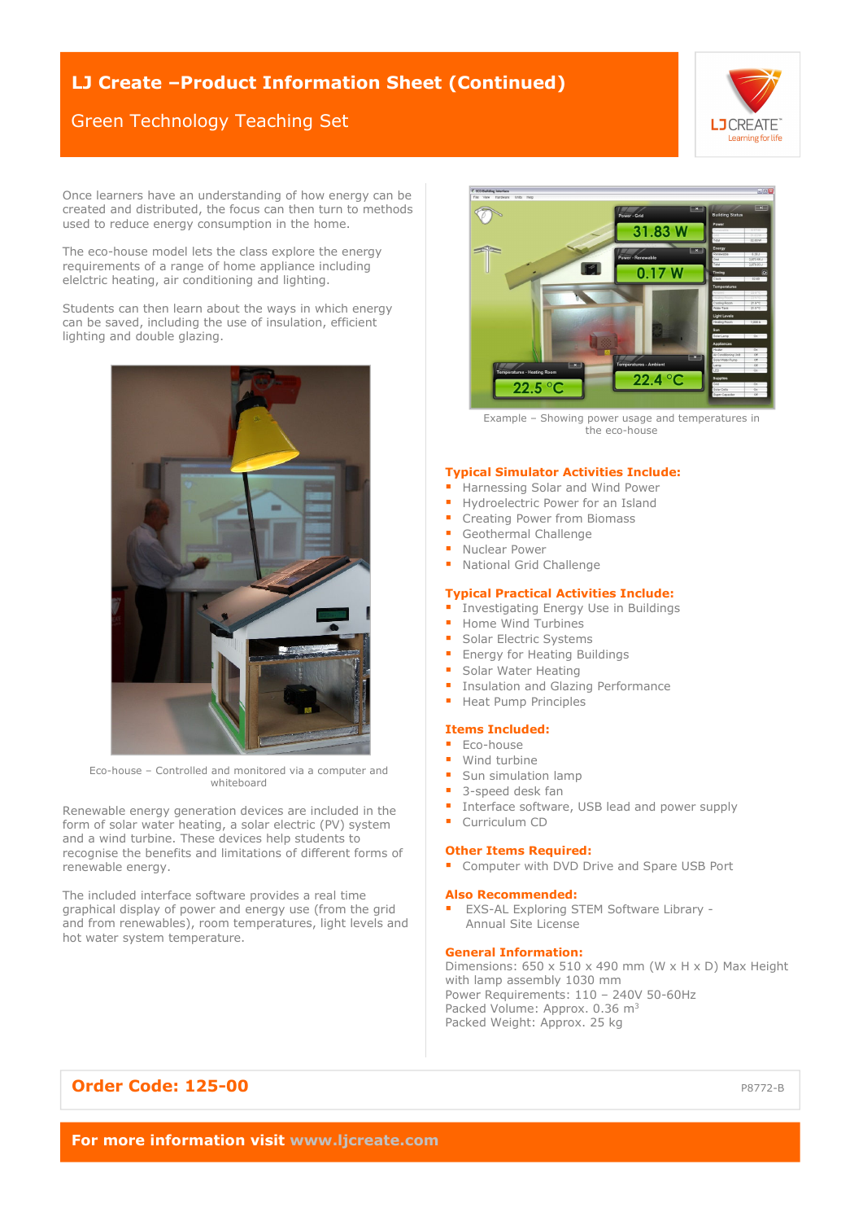# LJ Create –Product Information Sheet (Continued)

## Green Technology Teaching Set

Once learners have an understanding of how energy can be created and distributed, the focus can then turn to methods used to reduce energy consumption in the home.

The eco-house model lets the class explore the energy requirements of a range of home appliance including elelctric heating, air conditioning and lighting.

Students can then learn about the ways in which energy can be saved, including the use of insulation, efficient lighting and double glazing.

Eco-house – Controlled and monitored via a computer and whiteboard

Renewable energy generation devices are included in the form of solar water heating, a solar electric (PV) system and a wind turbine. These devices help students to recognise the benefits and limitations of different forms of renewable energy.

The included interface software provides a real time graphical display of power and energy use (from the grid and from renewables), room temperatures, light levels and hot water system temperature.

Example – Showing power usage and temperatures in the eco-house

### Typical Simulator Activities Include:

- Harnessing Solar and Wind Power
- Hydroelectric Power for an Island
- Creating Power from Biomass
- Geothermal Challenge
- Nuclear Power
- National Grid Challenge

### Typical Practical Activities Include:

- Investigating Energy Use in Buildings
- Home Wind Turbines
- Solar Electric Systems
- Energy for Heating Buildings
- Solar Water Heating
- Insulation and Glazing Performance
- Heat Pump Principles

### Items Included:

- Eco-house
- Wind turbine
- Sun simulation lamp
- 3-speed desk fan
- Interface software, USB lead and power supply
- Curriculum CD

### Other Items Required:

- Computer with DVD Drive and Spare USB Port

### Also Recommended:

- EXS-AL Exploring STEM Software Library - Annual Site License

### General Information:

Dimensions: 650 x 510 x 490 mm (W x H x D) Max Height with lamp assembly 1030 mm
Power Requirements: 110 – 240V 50-60Hz
Packed Volume: Approx. 0.36 $m^3$
Packed Weight: Approx. 25 kg

**Order Code: 125-00**

P8772-B

**For more information visit www.ljcreate.com**